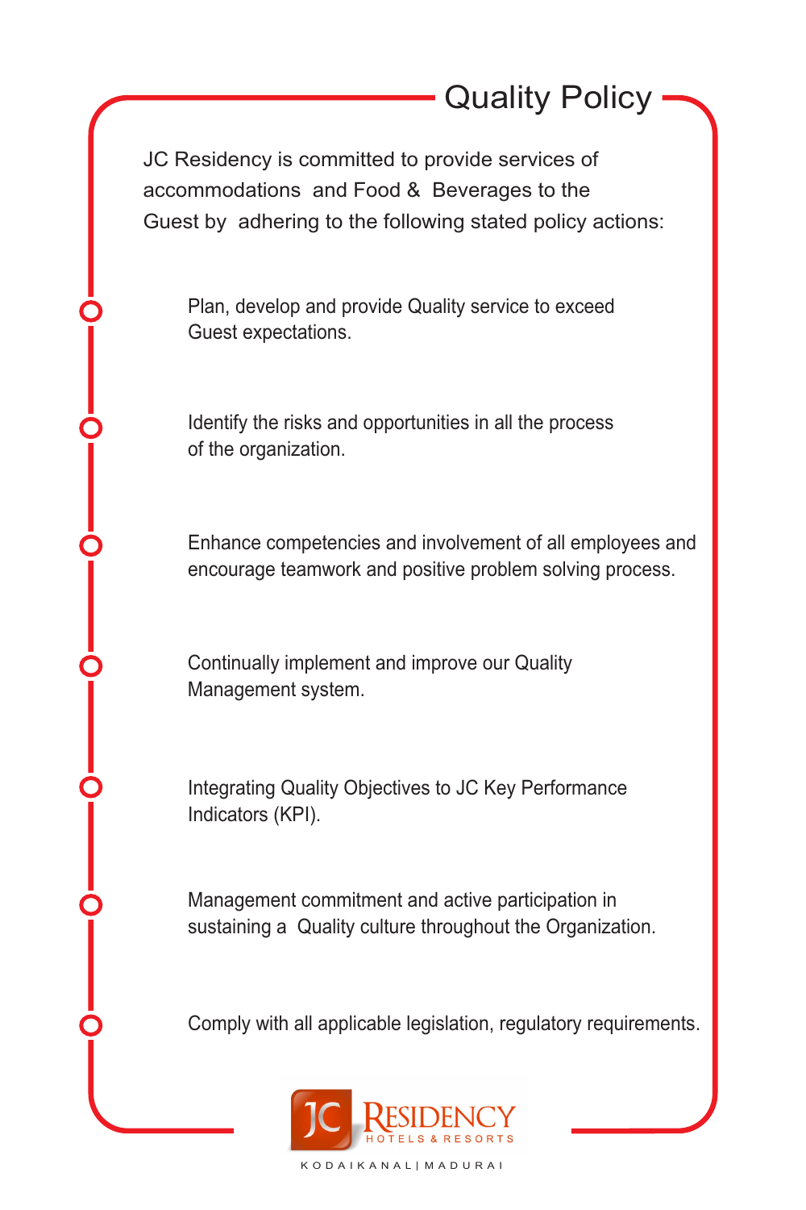# Quality Policy

JC Residency is committed to provide services of accommodations and Food & Beverages to the Guest by adhering to the following stated policy actions:

- Plan, develop and provide Quality service to exceed Guest expectations.
- Identify the risks and opportunities in all the process of the organization.
- Enhance competencies and involvement of all employees and encourage teamwork and positive problem solving process.
- Continually implement and improve our Quality Management system.
- Integrating Quality Objectives to JC Key Performance Indicators (KPI).
- Management commitment and active participation in sustaining a Quality culture throughout the Organization.
- Comply with all applicable legislation, regulatory requirements.

JC RESIDENCY HOTELS & RESORTS

KODAIKANAL | MADURAI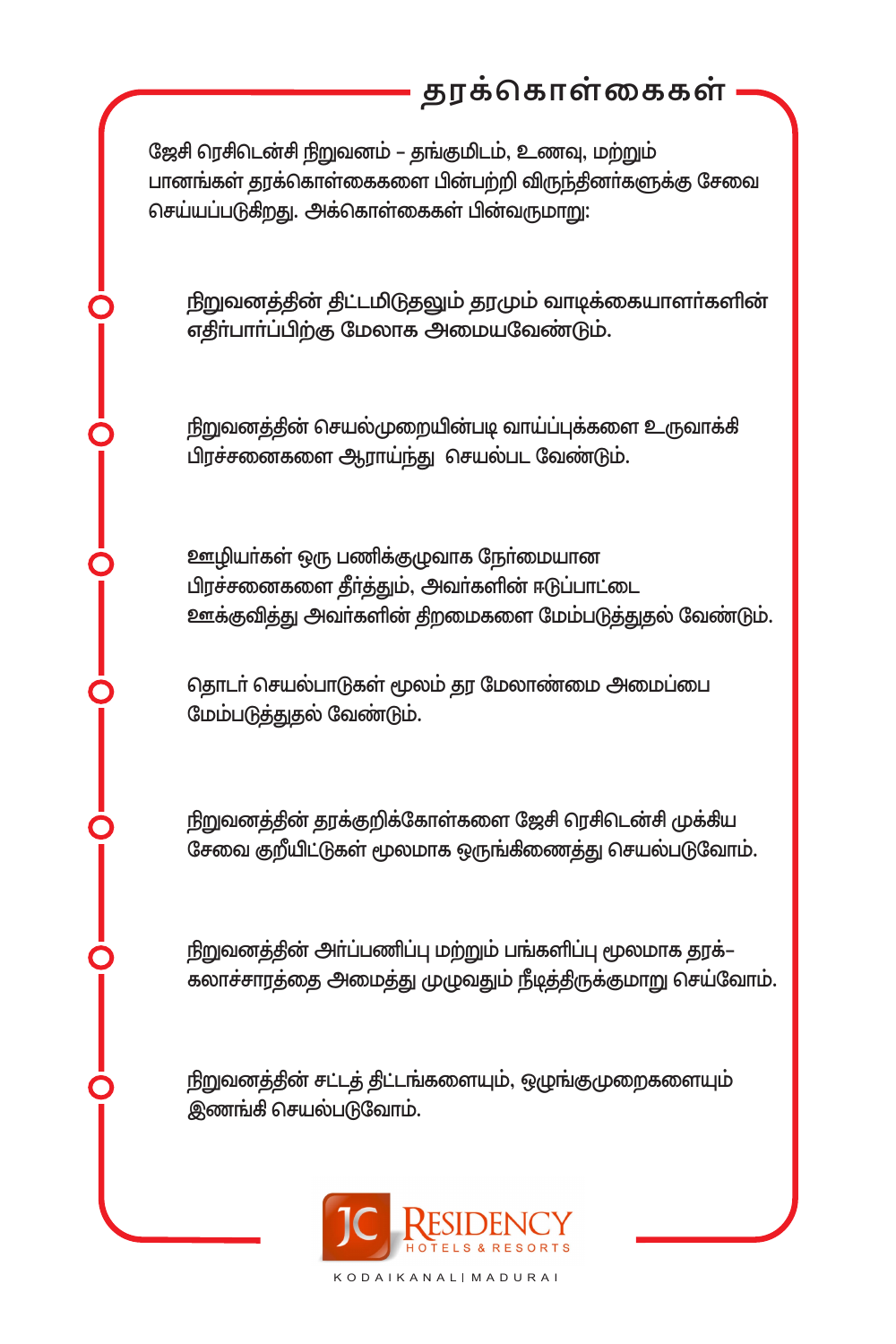# தரக்கொள்கைகள்

ஜேசி ரெசிடென்சி நிறுவனம் – தங்குமிடம், உணவு, மற்றும் பானங்கள் தரக்கொள்கைகளை பின்பற்றி விருந்தினர்களுக்கு சேவை செய்யப்படுகிறது. அக்கொள்கைகள் பின்வருமாறு:

- நிறுவனத்தின் திட்டமிடுதலும் தரமும் வாடிக்கையாளர்களின் எதிர்பார்ப்பிற்கு மேலாக அமையவேண்டும்.
- நிறுவனத்தின் செயல்முறையின்படி வாய்ப்புக்களை உருவாக்கி பிரச்சனைகளை ஆராய்ந்து செயல்பட வேண்டும்.
- ஊழியர்கள் ஒரு பணிக்குழுவாக நேர்மையான பிரச்சனைகளை தீர்த்தும், அவர்களின் ஈடுப்பாட்டை ஊக்குவித்து அவர்களின் திறமைகளை மேம்படுத்துதல் வேண்டும்.
- தொடர் செயல்பாடுகள் மூலம் தர மேலாண்மை அமைப்பை மேம்படுத்துதல் வேண்டும்.
- நிறுவனத்தின் தரக்குறிக்கோள்களை ஜேசி ரெசிடென்சி முக்கிய சேவை குறியீட்டுகள் மூலமாக ஒருங்கிணைத்து செயல்படுவோம்.
- நிறுவனத்தின் அர்ப்பணிப்பு மற்றும் பங்களிப்பு மூலமாக தரக்-கலாச்சாரத்தை அமைத்து முழுவதும் நீடித்திருக்குமாறு செய்வோம்.
- நிறுவனத்தின் சட்டத் திட்டங்களையும், ஒழுங்குமுறைகளையும் இணங்கி செயல்படுவோம்.

JC RESIDENCY
HOTELS & RESORTS
KODAIKANAL | MADURAI